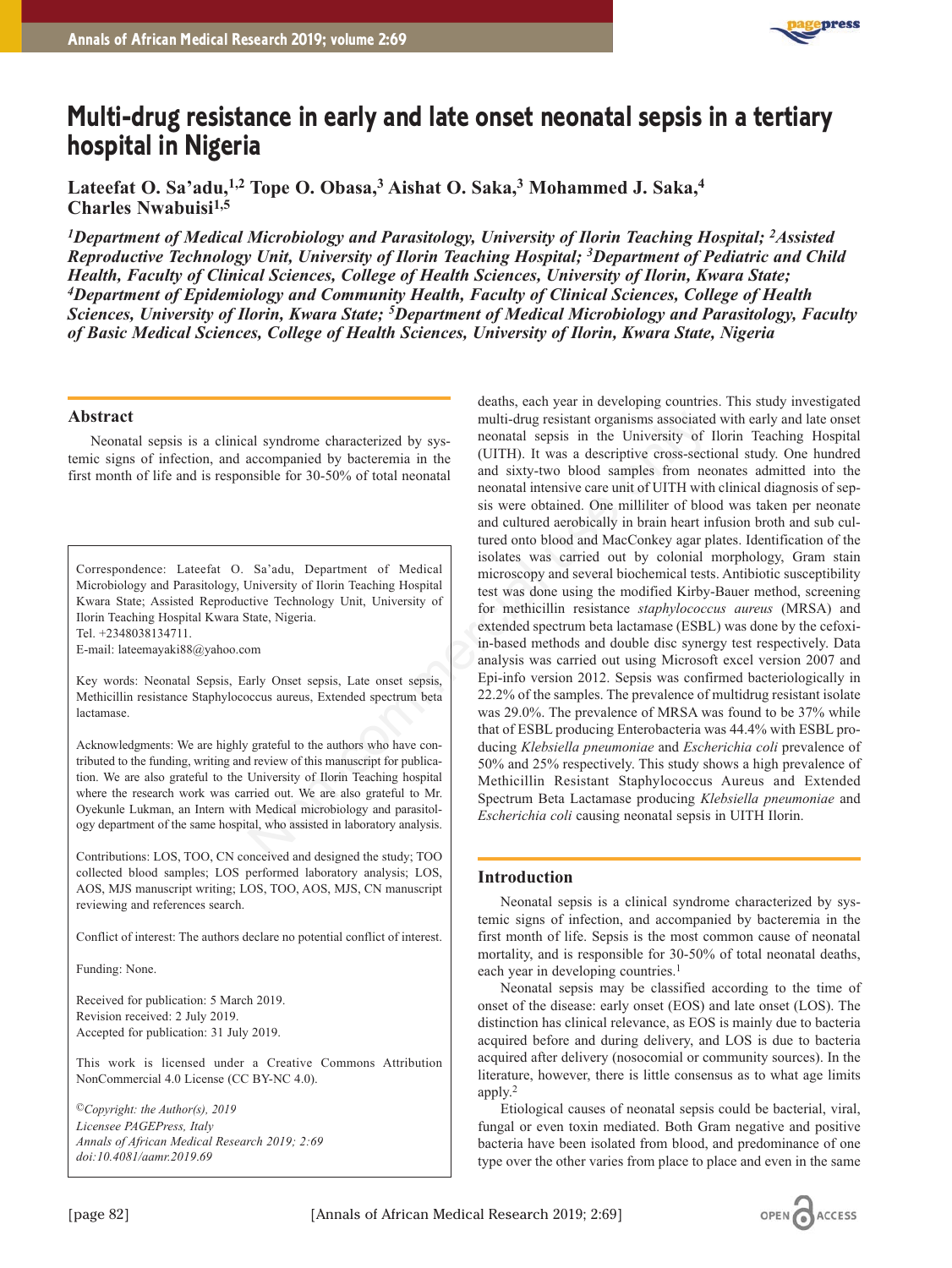# Multi-drug resistance in early and late onset neonatal sepsis in a tertiary hospital in Nigeria

**Lateefat O. Sa'adu,[1,2] Tope O. Obasa,[3] Aishat O. Saka,[3] Mohammed J. Saka,[4] Charles Nwabuisi[1,5]**

*[1]Department of Medical Microbiology and Parasitology, University of Ilorin Teaching Hospital; [2]Assisted Reproductive Technology Unit, University of Ilorin Teaching Hospital; [3]Department of Pediatric and Child Health, Faculty of Clinical Sciences, College of Health Sciences, University of Ilorin, Kwara State; [4]Department of Epidemiology and Community Health, Faculty of Clinical Sciences, College of Health Sciences, University of Ilorin, Kwara State; [5]Department of Medical Microbiology and Parasitology, Faculty of Basic Medical Sciences, College of Health Sciences, University of Ilorin, Kwara State, Nigeria*

## Abstract

Neonatal sepsis is a clinical syndrome characterized by systemic signs of infection, and accompanied by bacteremia in the first month of life and is responsible for 30-50% of total neonatal deaths, each year in developing countries. This study investigated multi-drug resistant organisms associated with early and late onset neonatal sepsis in the University of Ilorin Teaching Hospital (UITH). It was a descriptive cross-sectional study. One hundred and sixty-two blood samples from neonates admitted into the neonatal intensive care unit of UITH with clinical diagnosis of sepsis were obtained. One milliliter of blood was taken per neonate and cultured aerobically in brain heart infusion broth and sub cultured onto blood and MacConkey agar plates. Identification of the isolates was carried out by colonial morphology, Gram stain microscopy and several biochemical tests. Antibiotic susceptibility test was done using the modified Kirby-Bauer method, screening for methicillin resistance *staphylococcus aureus* (MRSA) and extended spectrum beta lactamase (ESBL) was done by the cefoxitin-based methods and double disc synergy test respectively. Data analysis was carried out using Microsoft excel version 2007 and Epi-info version 2012. Sepsis was confirmed bacteriologically in 22.2% of the samples. The prevalence of multidrug resistant isolate was 29.0%. The prevalence of MRSA was found to be 37% while that of ESBL producing Enterobacteria was 44.4% with ESBL producing *Klebsiella pneumoniae* and *Escherichia coli* prevalence of 50% and 25% respectively. This study shows a high prevalence of Methicillin Resistant Staphylococcus Aureus and Extended Spectrum Beta Lactamase producing *Klebsiella pneumoniae* and *Escherichia coli* causing neonatal sepsis in UITH Ilorin.

Correspondence: Lateefat O. Sa'adu, Department of Medical Microbiology and Parasitology, University of Ilorin Teaching Hospital Kwara State; Assisted Reproductive Technology Unit, University of Ilorin Teaching Hospital Kwara State, Nigeria.
Tel. +2348038134711.
E-mail: lateemayaki88@yahoo.com

Key words: Neonatal Sepsis, Early Onset sepsis, Late onset sepsis, Methicillin resistance Staphylococcus aureus, Extended spectrum beta lactamase.

Acknowledgments: We are highly grateful to the authors who have contributed to the funding, writing and review of this manuscript for publication. We are also grateful to the University of Ilorin Teaching hospital where the research work was carried out. We are also grateful to Mr. Oyekunle Lukman, an Intern with Medical microbiology and parasitology department of the same hospital, who assisted in laboratory analysis.

Contributions: LOS, TOO, CN conceived and designed the study; TOO collected blood samples; LOS performed laboratory analysis; LOS, AOS, MJS manuscript writing; LOS, TOO, AOS, MJS, CN manuscript reviewing and references search.

Conflict of interest: The authors declare no potential conflict of interest.

Funding: None.

Received for publication: 5 March 2019.
Revision received: 2 July 2019.
Accepted for publication: 31 July 2019.

This work is licensed under a Creative Commons Attribution NonCommercial 4.0 License (CC BY-NC 4.0).

*©Copyright: the Author(s), 2019*
*Licensee PAGEPress, Italy*
*Annals of African Medical Research 2019; 2:69*
*doi:10.4081/aamr.2019.69*

## Introduction

Neonatal sepsis is a clinical syndrome characterized by systemic signs of infection, and accompanied by bacteremia in the first month of life. Sepsis is the most common cause of neonatal mortality, and is responsible for 30-50% of total neonatal deaths, each year in developing countries.[1]

Neonatal sepsis may be classified according to the time of onset of the disease: early onset (EOS) and late onset (LOS). The distinction has clinical relevance, as EOS is mainly due to bacteria acquired before and during delivery, and LOS is due to bacteria acquired after delivery (nosocomial or community sources). In the literature, however, there is little consensus as to what age limits apply.[2]

Etiological causes of neonatal sepsis could be bacterial, viral, fungal or even toxin mediated. Both Gram negative and positive bacteria have been isolated from blood, and predominance of one type over the other varies from place to place and even in the same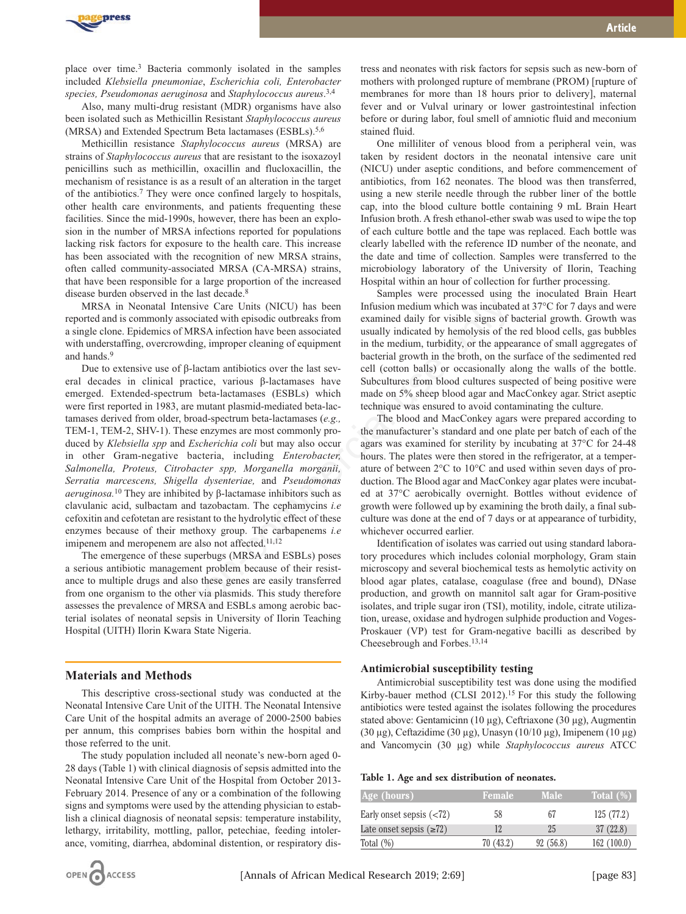place over time.[3] Bacteria commonly isolated in the samples included *Klebsiella pneumoniae*, *Escherichia coli, Enterobacter species, Pseudomonas aeruginosa* and *Staphylococcus aureus*.[3,4]

Also, many multi-drug resistant (MDR) organisms have also been isolated such as Methicillin Resistant *Staphylococcus aureus* (MRSA) and Extended Spectrum Beta lactamases (ESBLs).[5,6]

Methicillin resistance *Staphylococcus aureus* (MRSA) are strains of *Staphylococcus aureus* that are resistant to the isoxazoyl penicillins such as methicillin, oxacillin and flucloxacillin, the mechanism of resistance is as a result of an alteration in the target of the antibiotics.[7] They were once confined largely to hospitals, other health care environments, and patients frequenting these facilities. Since the mid-1990s, however, there has been an explosion in the number of MRSA infections reported for populations lacking risk factors for exposure to the health care. This increase has been associated with the recognition of new MRSA strains, often called community-associated MRSA (CA-MRSA) strains, that have been responsible for a large proportion of the increased disease burden observed in the last decade.[8]

MRSA in Neonatal Intensive Care Units (NICU) has been reported and is commonly associated with episodic outbreaks from a single clone. Epidemics of MRSA infection have been associated with understaffing, overcrowding, improper cleaning of equipment and hands.[9]

Due to extensive use of β-lactam antibiotics over the last several decades in clinical practice, various β-lactamases have emerged. Extended-spectrum beta-lactamases (ESBLs) which were first reported in 1983, are mutant plasmid-mediated beta-lactamases derived from older, broad-spectrum beta-lactamases (*e.g.,* TEM-1, TEM-2, SHV-1). These enzymes are most commonly produced by *Klebsiella spp* and *Escherichia coli* but may also occur in other Gram-negative bacteria, including *Enterobacter, Salmonella, Proteus, Citrobacter spp, Morganella morganii, Serratia marcescens, Shigella dysenteriae,* and *Pseudomonas aeruginosa.*[10] They are inhibited by β-lactamase inhibitors such as clavulanic acid, sulbactam and tazobactam. The cephamycins *i.e* cefoxitin and cefotetan are resistant to the hydrolytic effect of these enzymes because of their methoxy group. The carbapenems *i.e* imipenem and meropenem are also not affected.[11,12]

The emergence of these superbugs (MRSA and ESBLs) poses a serious antibiotic management problem because of their resistance to multiple drugs and also these genes are easily transferred from one organism to the other via plasmids. This study therefore assesses the prevalence of MRSA and ESBLs among aerobic bacterial isolates of neonatal sepsis in University of Ilorin Teaching Hospital (UITH) Ilorin Kwara State Nigeria.

## Materials and Methods

This descriptive cross-sectional study was conducted at the Neonatal Intensive Care Unit of the UITH. The Neonatal Intensive Care Unit of the hospital admits an average of 2000-2500 babies per annum, this comprises babies born within the hospital and those referred to the unit.

The study population included all neonate's new-born aged 0-28 days (Table 1) with clinical diagnosis of sepsis admitted into the Neonatal Intensive Care Unit of the Hospital from October 2013-February 2014. Presence of any or a combination of the following signs and symptoms were used by the attending physician to establish a clinical diagnosis of neonatal sepsis: temperature instability, lethargy, irritability, mottling, pallor, petechiae, feeding intolerance, vomiting, diarrhea, abdominal distention, or respiratory distress and neonates with risk factors for sepsis such as new-born of mothers with prolonged rupture of membrane (PROM) [rupture of membranes for more than 18 hours prior to delivery], maternal fever and or Vulval urinary or lower gastrointestinal infection before or during labor, foul smell of amniotic fluid and meconium stained fluid.

One milliliter of venous blood from a peripheral vein, was taken by resident doctors in the neonatal intensive care unit (NICU) under aseptic conditions, and before commencement of antibiotics, from 162 neonates. The blood was then transferred, using a new sterile needle through the rubber liner of the bottle cap, into the blood culture bottle containing 9 mL Brain Heart Infusion broth. A fresh ethanol-ether swab was used to wipe the top of each culture bottle and the tape was replaced. Each bottle was clearly labelled with the reference ID number of the neonate, and the date and time of collection. Samples were transferred to the microbiology laboratory of the University of Ilorin, Teaching Hospital within an hour of collection for further processing.

Samples were processed using the inoculated Brain Heart Infusion medium which was incubated at 37°C for 7 days and were examined daily for visible signs of bacterial growth. Growth was usually indicated by hemolysis of the red blood cells, gas bubbles in the medium, turbidity, or the appearance of small aggregates of bacterial growth in the broth, on the surface of the sedimented red cell (cotton balls) or occasionally along the walls of the bottle. Subcultures from blood cultures suspected of being positive were made on 5% sheep blood agar and MacConkey agar. Strict aseptic technique was ensured to avoid contaminating the culture.

The blood and MacConkey agars were prepared according to the manufacturer's standard and one plate per batch of each of the agars was examined for sterility by incubating at 37°C for 24-48 hours. The plates were then stored in the refrigerator, at a temperature of between 2°C to 10°C and used within seven days of production. The Blood agar and MacConkey agar plates were incubated at 37°C aerobically overnight. Bottles without evidence of growth were followed up by examining the broth daily, a final subculture was done at the end of 7 days or at appearance of turbidity, whichever occurred earlier.

Identification of isolates was carried out using standard laboratory procedures which includes colonial morphology, Gram stain microscopy and several biochemical tests as hemolytic activity on blood agar plates, catalase, coagulase (free and bound), DNase production, and growth on mannitol salt agar for Gram-positive isolates, and triple sugar iron (TSI), motility, indole, citrate utilization, urease, oxidase and hydrogen sulphide production and Voges-Proskauer (VP) test for Gram-negative bacilli as described by Cheesebrough and Forbes.[13,14]

### Antimicrobial susceptibility testing

Antimicrobial susceptibility test was done using the modified Kirby-bauer method (CLSI 2012).[15] For this study the following antibiotics were tested against the isolates following the procedures stated above: Gentamicinn (10 μg), Ceftriaxone (30 μg), Augmentin (30 μg), Ceftazidime (30 μg), Unasyn (10/10 μg), Imipenem (10 μg) and Vancomycin (30 μg) while *Staphylococcus aureus* ATCC

**Table 1. Age and sex distribution of neonates.**

| Age (hours) | Female | Male | Total (%) |
|---|---|---|---|
| Early onset sepsis (<72) | 58 | 67 | 125 (77.2) |
| Late onset sepsis (≥72) | 12 | 25 | 37 (22.8) |
| Total (%) | 70 (43.2) | 92 (56.8) | 162 (100.0) |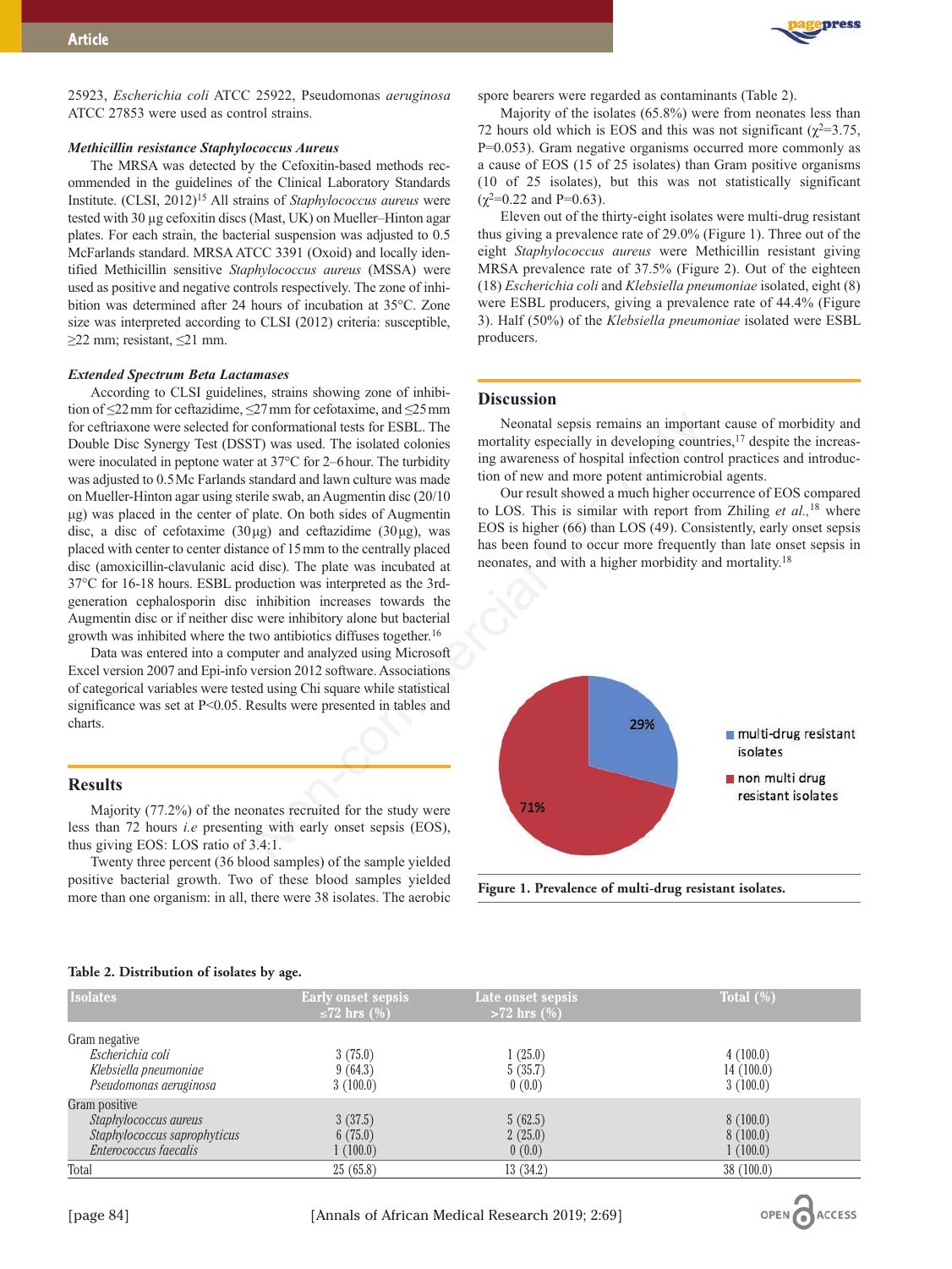25923, *Escherichia coli* ATCC 25922, Pseudomonas *aeruginosa* ATCC 27853 were used as control strains.

### *Methicillin resistance Staphylococcus Aureus*

The MRSA was detected by the Cefoxitin-based methods recommended in the guidelines of the Clinical Laboratory Standards Institute. (CLSI, 2012)[15] All strains of *Staphylococcus aureus* were tested with 30 µg cefoxitin discs (Mast, UK) on Mueller–Hinton agar plates. For each strain, the bacterial suspension was adjusted to 0.5 McFarlands standard. MRSA ATCC 3391 (Oxoid) and locally identified Methicillin sensitive *Staphylococcus aureus* (MSSA) were used as positive and negative controls respectively. The zone of inhibition was determined after 24 hours of incubation at 35°C. Zone size was interpreted according to CLSI (2012) criteria: susceptible, ≥22 mm; resistant, ≤21 mm.

### *Extended Spectrum Beta Lactamases*

According to CLSI guidelines, strains showing zone of inhibition of ≤22 mm for ceftazidime, ≤27 mm for cefotaxime, and ≤25 mm for ceftriaxone were selected for conformational tests for ESBL. The Double Disc Synergy Test (DSST) was used. The isolated colonies were inoculated in peptone water at 37°C for 2–6 hour. The turbidity was adjusted to 0.5 Mc Farlands standard and lawn culture was made on Mueller-Hinton agar using sterile swab, an Augmentin disc (20/10 µg) was placed in the center of plate. On both sides of Augmentin disc, a disc of cefotaxime (30 µg) and ceftazidime (30 µg), was placed with center to center distance of 15 mm to the centrally placed disc (amoxicillin-clavulanic acid disc). The plate was incubated at 37°C for 16-18 hours. ESBL production was interpreted as the 3rd-generation cephalosporin disc inhibition increases towards the Augmentin disc or if neither disc were inhibitory alone but bacterial growth was inhibited where the two antibiotics diffuses together.[16]

Data was entered into a computer and analyzed using Microsoft Excel version 2007 and Epi-info version 2012 software. Associations of categorical variables were tested using Chi square while statistical significance was set at $P<0.05$. Results were presented in tables and charts.

## Results

Majority (77.2%) of the neonates recruited for the study were less than 72 hours *i.e* presenting with early onset sepsis (EOS), thus giving EOS: LOS ratio of 3.4:1.

Twenty three percent (36 blood samples) of the sample yielded positive bacterial growth. Two of these blood samples yielded more than one organism: in all, there were 38 isolates. The aerobic spore bearers were regarded as contaminants (Table 2).

Majority of the isolates (65.8%) were from neonates less than 72 hours old which is EOS and this was not significant ($\chi^2$=3.75, P=0.053). Gram negative organisms occurred more commonly as a cause of EOS (15 of 25 isolates) than Gram positive organisms (10 of 25 isolates), but this was not statistically significant ($\chi^2$=0.22 and P=0.63).

Eleven out of the thirty-eight isolates were multi-drug resistant thus giving a prevalence rate of 29.0% (Figure 1). Three out of the eight *Staphylococcus aureus* were Methicillin resistant giving MRSA prevalence rate of 37.5% (Figure 2). Out of the eighteen (18) *Escherichia coli* and *Klebsiella pneumoniae* isolated, eight (8) were ESBL producers, giving a prevalence rate of 44.4% (Figure 3). Half (50%) of the *Klebsiella pneumoniae* isolated were ESBL producers.

## Discussion

Neonatal sepsis remains an important cause of morbidity and mortality especially in developing countries,[17] despite the increasing awareness of hospital infection control practices and introduction of new and more potent antimicrobial agents.

Our result showed a much higher occurrence of EOS compared to LOS. This is similar with report from Zhiling *et al.,*[18] where EOS is higher (66) than LOS (49). Consistently, early onset sepsis has been found to occur more frequently than late onset sepsis in neonates, and with a higher morbidity and mortality.[18]

29%

71%

multi-drug resistant isolates

non multi drug resistant isolates

**Figure 1. Prevalence of multi-drug resistant isolates.**

**Table 2. Distribution of isolates by age.**

| Isolates | Early onset sepsis ≤72 hrs (%) | Late onset sepsis >72 hrs (%) | Total (%) |
|---|---|---|---|
| Gram negative | | | |
| *Escherichia coli* | 3 (75.0) | 1 (25.0) | 4 (100.0) |
| *Klebsiella pneumoniae* | 9 (64.3) | 5 (35.7) | 14 (100.0) |
| *Pseudomonas aeruginosa* | 3 (100.0) | 0 (0.0) | 3 (100.0) |
| Gram positive | | | |
| *Staphylococcus aureus* | 3 (37.5) | 5 (62.5) | 8 (100.0) |
| *Staphylococcus saprophyticus* | 6 (75.0) | 2 (25.0) | 8 (100.0) |
| *Enterococcus faecalis* | 1 (100.0) | 0 (0.0) | 1 (100.0) |
| Total | 25 (65.8) | 13 (34.2) | 38 (100.0) |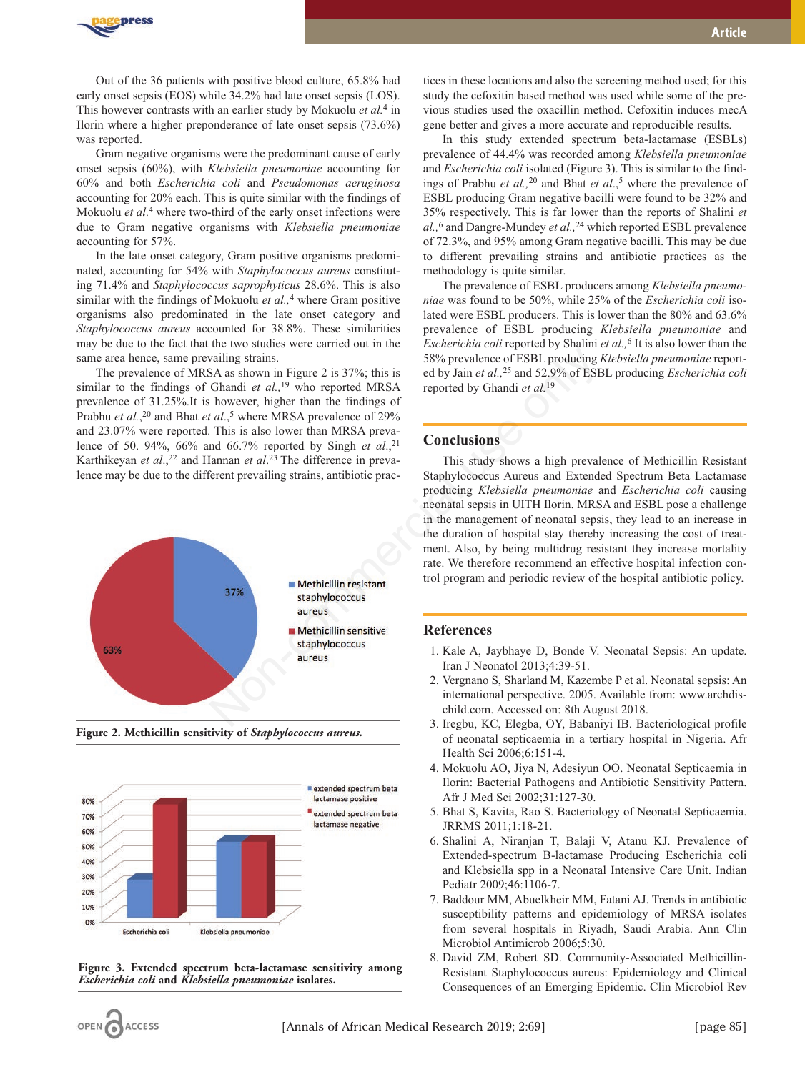Out of the 36 patients with positive blood culture, 65.8% had early onset sepsis (EOS) while 34.2% had late onset sepsis (LOS). This however contrasts with an earlier study by Mokuolu *et al.*[4] in Ilorin where a higher preponderance of late onset sepsis (73.6%) was reported.

Gram negative organisms were the predominant cause of early onset sepsis (60%), with *Klebsiella pneumoniae* accounting for 60% and both *Escherichia coli* and *Pseudomonas aeruginosa* accounting for 20% each. This is quite similar with the findings of Mokuolu *et al.*[4] where two-third of the early onset infections were due to Gram negative organisms with *Klebsiella pneumoniae* accounting for 57%.

In the late onset category, Gram positive organisms predominated, accounting for 54% with *Staphylococcus aureus* constituting 71.4% and *Staphylococcus saprophyticus* 28.6%. This is also similar with the findings of Mokuolu *et al.,*[4] where Gram positive organisms also predominated in the late onset category and *Staphylococcus aureus* accounted for 38.8%. These similarities may be due to the fact that the two studies were carried out in the same area hence, same prevailing strains.

The prevalence of MRSA as shown in Figure 2 is 37%; this is similar to the findings of Ghandi *et al.,*[19] who reported MRSA prevalence of 31.25%.It is however, higher than the findings of Prabhu *et al.,*[20] and Bhat *et al*.,[5] where MRSA prevalence of 29% and 23.07% were reported. This is also lower than MRSA prevalence of 50. 94%, 66% and 66.7% reported by Singh *et al*.,[21] Karthikeyan *et al*.,[22] and Hannan *et al*.[23] The difference in prevalence may be due to the different prevailing strains, antibiotic practices in these locations and also the screening method used; for this study the cefoxitin based method was used while some of the previous studies used the oxacillin method. Cefoxitin induces mecA gene better and gives a more accurate and reproducible results.

In this study extended spectrum beta-lactamase (ESBLs) prevalence of 44.4% was recorded among *Klebsiella pneumoniae* and *Escherichia coli* isolated (Figure 3). This is similar to the findings of Prabhu *et al.,*[20] and Bhat *et al*.,[5] where the prevalence of ESBL producing Gram negative bacilli were found to be 32% and 35% respectively. This is far lower than the reports of Shalini *et al.,*[6] and Dangre-Mundey *et al.,*[24] which reported ESBL prevalence of 72.3%, and 95% among Gram negative bacilli. This may be due to different prevailing strains and antibiotic practices as the methodology is quite similar.

The prevalence of ESBL producers among *Klebsiella pneumoniae* was found to be 50%, while 25% of the *Escherichia coli* isolated were ESBL producers. This is lower than the 80% and 63.6% prevalence of ESBL producing *Klebsiella pneumoniae* and *Escherichia coli* reported by Shalini *et al.,*[6] It is also lower than the 58% prevalence of ESBL producing *Klebsiella pneumoniae* reported by Jain *et al.,*[25] and 52.9% of ESBL producing *Escherichia coli* reported by Ghandi *et al.*[19]

**Figure 2. Methicillin sensitivity of *Staphylococcus aureus.***

**Figure 3. Extended spectrum beta-lactamase sensitivity among *Escherichia coli* and *Klebsiella pneumoniae* isolates.**

## Conclusions

This study shows a high prevalence of Methicillin Resistant Staphylococcus Aureus and Extended Spectrum Beta Lactamase producing *Klebsiella pneumoniae* and *Escherichia coli* causing neonatal sepsis in UITH Ilorin. MRSA and ESBL pose a challenge in the management of neonatal sepsis, they lead to an increase in the duration of hospital stay thereby increasing the cost of treatment. Also, by being multidrug resistant they increase mortality rate. We therefore recommend an effective hospital infection control program and periodic review of the hospital antibiotic policy.

## References

1. Kale A, Jaybhaye D, Bonde V. Neonatal Sepsis: An update. Iran J Neonatol 2013;4:39-51.
2. Vergnano S, Sharland M, Kazembe P et al. Neonatal sepsis: An international perspective. 2005. Available from: www.archdischild.com. Accessed on: 8th August 2018.
3. Iregbu, KC, Elegba, OY, Babaniyi IB. Bacteriological profile of neonatal septicaemia in a tertiary hospital in Nigeria. Afr Health Sci 2006;6:151-4.
4. Mokuolu AO, Jiya N, Adesiyun OO. Neonatal Septicaemia in Ilorin: Bacterial Pathogens and Antibiotic Sensitivity Pattern. Afr J Med Sci 2002;31:127-30.
5. Bhat S, Kavita, Rao S. Bacteriology of Neonatal Septicaemia. JRRMS 2011;1:18-21.
6. Shalini A, Niranjan T, Balaji V, Atanu KJ. Prevalence of Extended-spectrum B-lactamase Producing Escherichia coli and Klebsiella spp in a Neonatal Intensive Care Unit. Indian Pediatr 2009;46:1106-7.
7. Baddour MM, Abuelkheir MM, Fatani AJ. Trends in antibiotic susceptibility patterns and epidemiology of MRSA isolates from several hospitals in Riyadh, Saudi Arabia. Ann Clin Microbiol Antimicrob 2006;5:30.
8. David ZM, Robert SD. Community-Associated Methicillin-Resistant Staphylococcus aureus: Epidemiology and Clinical Consequences of an Emerging Epidemic. Clin Microbiol Rev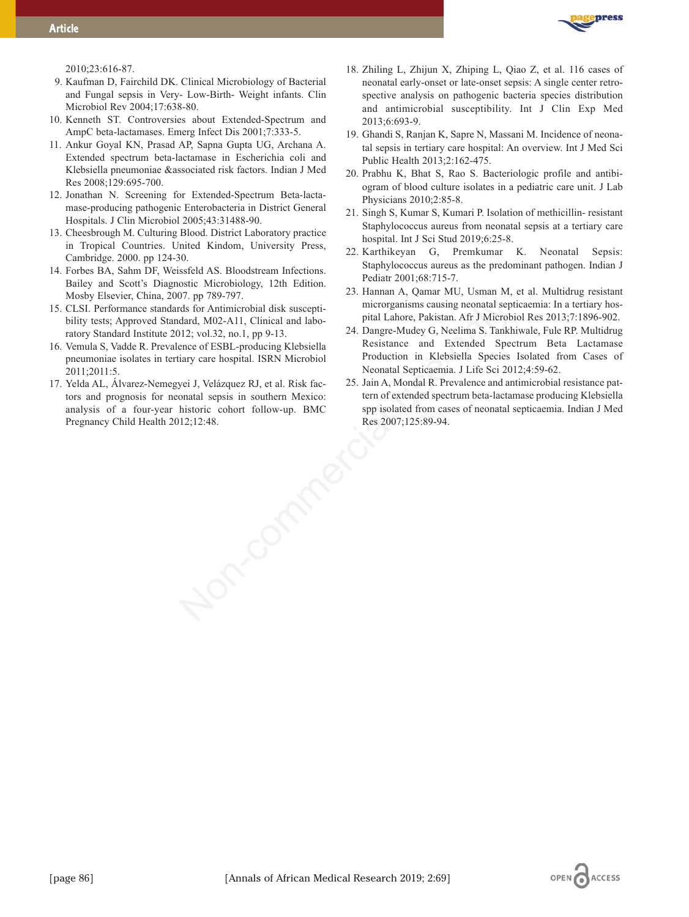2010;23:616-87.

9. Kaufman D, Fairchild DK. Clinical Microbiology of Bacterial and Fungal sepsis in Very- Low-Birth- Weight infants. Clin Microbiol Rev 2004;17:638-80.
10. Kenneth ST. Controversies about Extended-Spectrum and AmpC beta-lactamases. Emerg Infect Dis 2001;7:333-5.
11. Ankur Goyal KN, Prasad AP, Sapna Gupta UG, Archana A. Extended spectrum beta-lactamase in Escherichia coli and Klebsiella pneumoniae &associated risk factors. Indian J Med Res 2008;129:695-700.
12. Jonathan N. Screening for Extended-Spectrum Beta-lactamase-producing pathogenic Enterobacteria in District General Hospitals. J Clin Microbiol 2005;43:31488-90.
13. Cheesbrough M. Culturing Blood. District Laboratory practice in Tropical Countries. United Kindom, University Press, Cambridge. 2000. pp 124-30.
14. Forbes BA, Sahm DF, Weissfeld AS. Bloodstream Infections. Bailey and Scott's Diagnostic Microbiology, 12th Edition. Mosby Elsevier, China, 2007. pp 789-797.
15. CLSI. Performance standards for Antimicrobial disk susceptibility tests; Approved Standard, M02-A11, Clinical and laboratory Standard Institute 2012; vol.32, no.1, pp 9-13.
16. Vemula S, Vadde R. Prevalence of ESBL-producing Klebsiella pneumoniae isolates in tertiary care hospital. ISRN Microbiol 2011;2011:5.
17. Yelda AL, Álvarez-Nemegyei J, Velázquez RJ, et al. Risk factors and prognosis for neonatal sepsis in southern Mexico: analysis of a four-year historic cohort follow-up. BMC Pregnancy Child Health 2012;12:48.
18. Zhiling L, Zhijun X, Zhiping L, Qiao Z, et al. 116 cases of neonatal early-onset or late-onset sepsis: A single center retrospective analysis on pathogenic bacteria species distribution and antimicrobial susceptibility. Int J Clin Exp Med 2013;6:693-9.
19. Ghandi S, Ranjan K, Sapre N, Massani M. Incidence of neonatal sepsis in tertiary care hospital: An overview. Int J Med Sci Public Health 2013;2:162-475.
20. Prabhu K, Bhat S, Rao S. Bacteriologic profile and antibiogram of blood culture isolates in a pediatric care unit. J Lab Physicians 2010;2:85-8.
21. Singh S, Kumar S, Kumari P. Isolation of methicillin- resistant Staphylococcus aureus from neonatal sepsis at a tertiary care hospital. Int J Sci Stud 2019;6:25-8.
22. Karthikeyan G, Premkumar K. Neonatal Sepsis: Staphylococcus aureus as the predominant pathogen. Indian J Pediatr 2001;68:715-7.
23. Hannan A, Qamar MU, Usman M, et al. Multidrug resistant microrganisms causing neonatal septicaemia: In a tertiary hospital Lahore, Pakistan. Afr J Microbiol Res 2013;7:1896-902.
24. Dangre-Mudey G, Neelima S. Tankhiwale, Fule RP. Multidrug Resistance and Extended Spectrum Beta Lactamase Production in Klebsiella Species Isolated from Cases of Neonatal Septicaemia. J Life Sci 2012;4:59-62.
25. Jain A, Mondal R. Prevalence and antimicrobial resistance pattern of extended spectrum beta-lactamase producing Klebsiella spp isolated from cases of neonatal septicaemia. Indian J Med Res 2007;125:89-94.